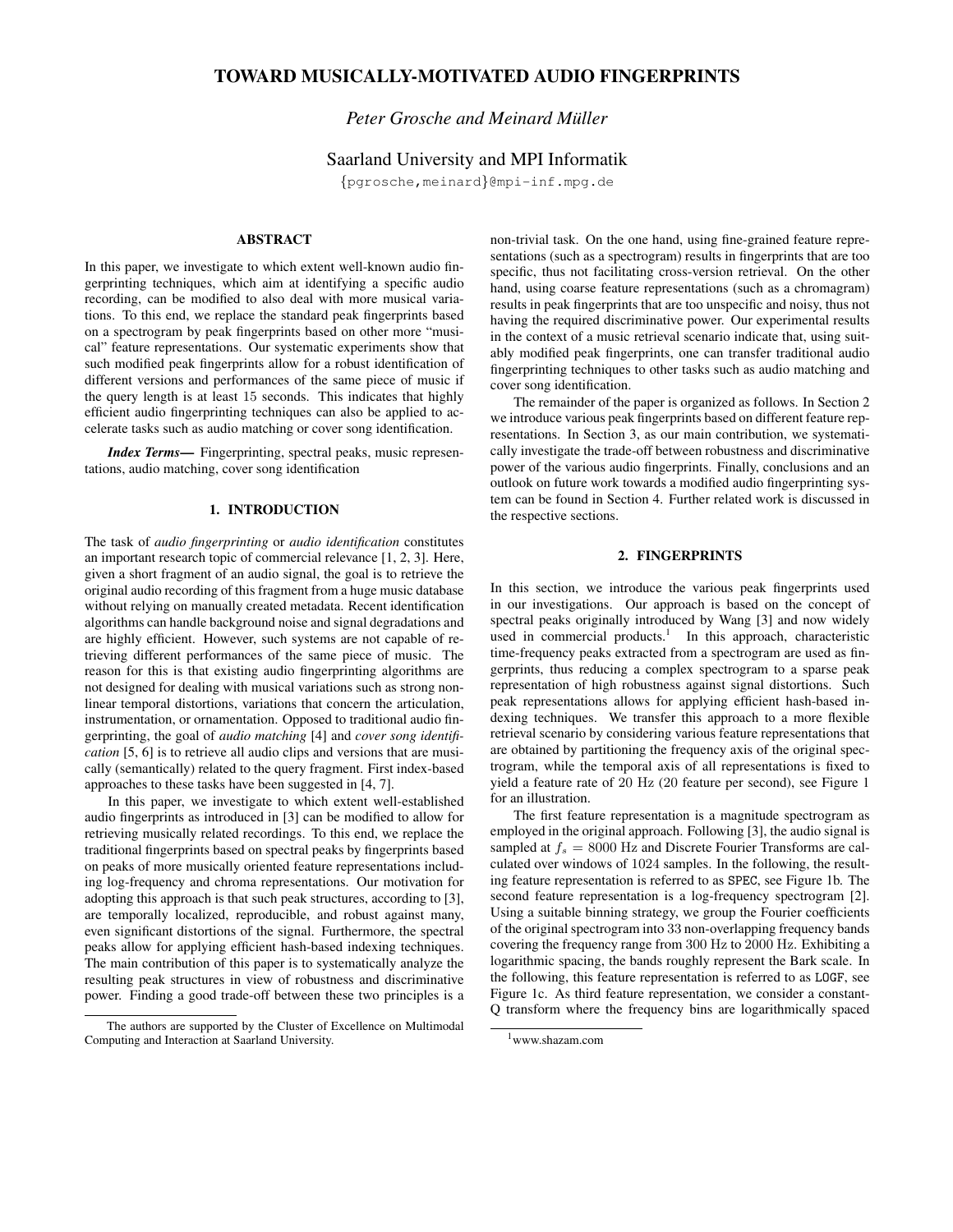# TOWARD MUSICALLY-MOTIVATED AUDIO FINGERPRINTS

*Peter Grosche and Meinard Müller*

Saarland University and MPI Informatik

{pgrosche,meinard}@mpi-inf.mpg.de

## ABSTRACT

In this paper, we investigate to which extent well-known audio fingerprinting techniques, which aim at identifying a specific audio recording, can be modified to also deal with more musical variations. To this end, we replace the standard peak fingerprints based on a spectrogram by peak fingerprints based on other more "musical" feature representations. Our systematic experiments show that such modified peak fingerprints allow for a robust identification of different versions and performances of the same piece of music if the query length is at least 15 seconds. This indicates that highly efficient audio fingerprinting techniques can also be applied to accelerate tasks such as audio matching or cover song identification.

***Index Terms***— Fingerprinting, spectral peaks, music representations, audio matching, cover song identification

## 1. INTRODUCTION

The task of *audio fingerprinting* or *audio identification* constitutes an important research topic of commercial relevance [1, 2, 3]. Here, given a short fragment of an audio signal, the goal is to retrieve the original audio recording of this fragment from a huge music database without relying on manually created metadata. Recent identification algorithms can handle background noise and signal degradations and are highly efficient. However, such systems are not capable of retrieving different performances of the same piece of music. The reason for this is that existing audio fingerprinting algorithms are not designed for dealing with musical variations such as strong non-linear temporal distortions, variations that concern the articulation, instrumentation, or ornamentation. Opposed to traditional audio fingerprinting, the goal of *audio matching* [4] and *cover song identification* [5, 6] is to retrieve all audio clips and versions that are musically (semantically) related to the query fragment. First index-based approaches to these tasks have been suggested in [4, 7].

In this paper, we investigate to which extent well-established audio fingerprints as introduced in [3] can be modified to allow for retrieving musically related recordings. To this end, we replace the traditional fingerprints based on spectral peaks by fingerprints based on peaks of more musically oriented feature representations including log-frequency and chroma representations. Our motivation for adopting this approach is that such peak structures, according to [3], are temporally localized, reproducible, and robust against many, even significant distortions of the signal. Furthermore, the spectral peaks allow for applying efficient hash-based indexing techniques. The main contribution of this paper is to systematically analyze the resulting peak structures in view of robustness and discriminative power. Finding a good trade-off between these two principles is a non-trivial task. On the one hand, using fine-grained feature representations (such as a spectrogram) results in fingerprints that are too specific, thus not facilitating cross-version retrieval. On the other hand, using coarse feature representations (such as a chromagram) results in peak fingerprints that are too unspecific and noisy, thus not having the required discriminative power. Our experimental results in the context of a music retrieval scenario indicate that, using suitably modified peak fingerprints, one can transfer traditional audio fingerprinting techniques to other tasks such as audio matching and cover song identification.

The remainder of the paper is organized as follows. In Section 2 we introduce various peak fingerprints based on different feature representations. In Section 3, as our main contribution, we systematically investigate the trade-off between robustness and discriminative power of the various audio fingerprints. Finally, conclusions and an outlook on future work towards a modified audio fingerprinting system can be found in Section 4. Further related work is discussed in the respective sections.

The authors are supported by the Cluster of Excellence on Multimodal Computing and Interaction at Saarland University.

## 2. FINGERPRINTS

In this section, we introduce the various peak fingerprints used in our investigations. Our approach is based on the concept of spectral peaks originally introduced by Wang [3] and now widely used in commercial products.[1] In this approach, characteristic time-frequency peaks extracted from a spectrogram are used as fingerprints, thus reducing a complex spectrogram to a sparse peak representation of high robustness against signal distortions. Such peak representations allows for applying efficient hash-based indexing techniques. We transfer this approach to a more flexible retrieval scenario by considering various feature representations that are obtained by partitioning the frequency axis of the original spectrogram, while the temporal axis of all representations is fixed to yield a feature rate of 20 Hz (20 feature per second), see Figure 1 for an illustration.

The first feature representation is a magnitude spectrogram as employed in the original approach. Following [3], the audio signal is sampled at $f_s = 8000$ Hz and Discrete Fourier Transforms are calculated over windows of 1024 samples. In the following, the resulting feature representation is referred to as SPEC, see Figure 1b. The second feature representation is a log-frequency spectrogram [2]. Using a suitable binning strategy, we group the Fourier coefficients of the original spectrogram into 33 non-overlapping frequency bands covering the frequency range from 300 Hz to 2000 Hz. Exhibiting a logarithmic spacing, the bands roughly represent the Bark scale. In the following, this feature representation is referred to as LOGF, see Figure 1c. As third feature representation, we consider a constant-Q transform where the frequency bins are logarithmically spaced

[1] www.shazam.com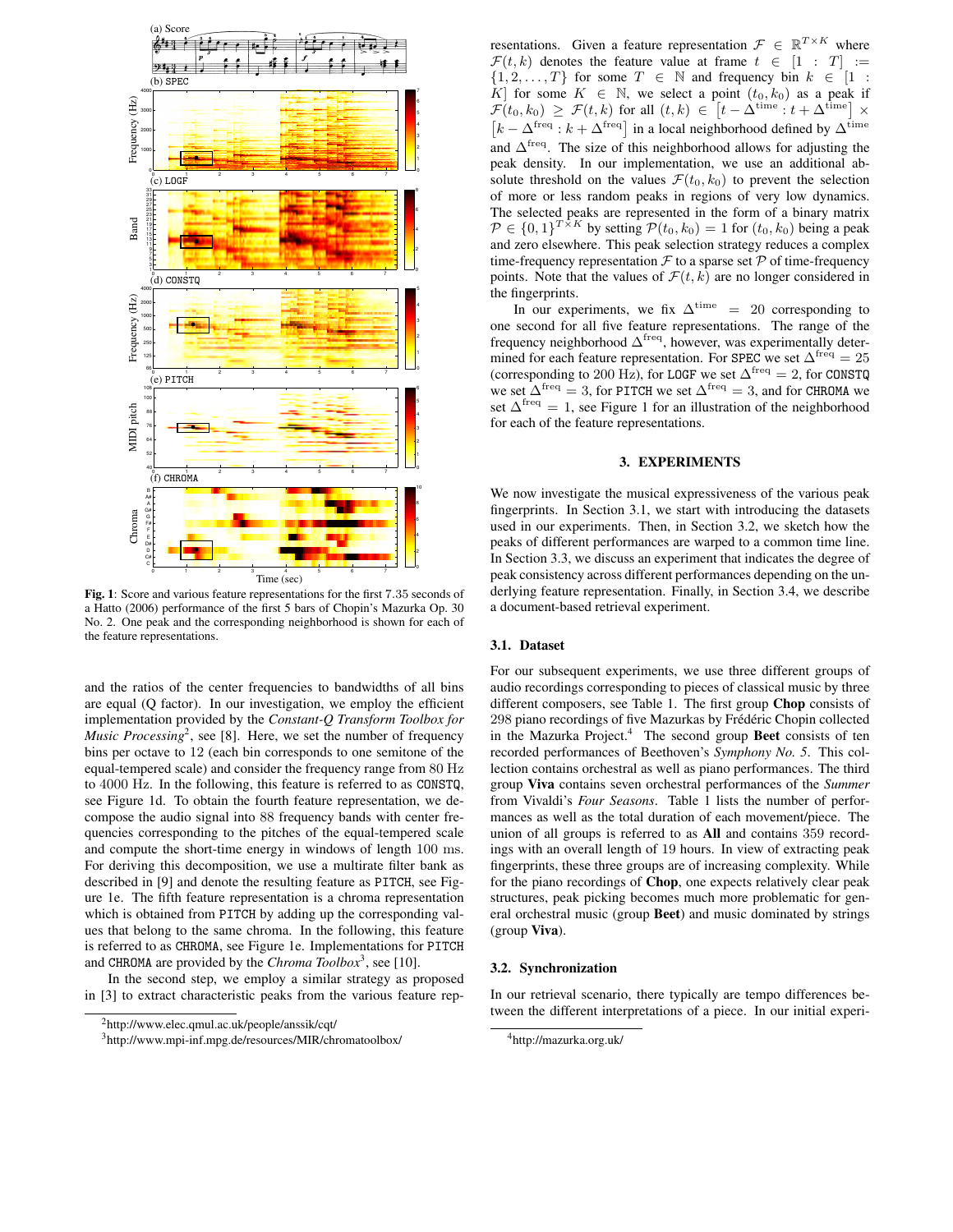**Fig. 1**: Score and various feature representations for the first 7.35 seconds of a Hatto (2006) performance of the first 5 bars of Chopin's Mazurka Op. 30 No. 2. One peak and the corresponding neighborhood is shown for each of the feature representations.

and the ratios of the center frequencies to bandwidths of all bins are equal (Q factor). In our investigation, we employ the efficient implementation provided by the *Constant-Q Transform Toolbox for Music Processing*[2], see [8]. Here, we set the number of frequency bins per octave to 12 (each bin corresponds to one semitone of the equal-tempered scale) and consider the frequency range from 80 Hz to 4000 Hz. In the following, this feature is referred to as CONSTQ, see Figure 1d. To obtain the fourth feature representation, we decompose the audio signal into 88 frequency bands with center frequencies corresponding to the pitches of the equal-tempered scale and compute the short-time energy in windows of length 100 ms. For deriving this decomposition, we use a multirate filter bank as described in [9] and denote the resulting feature as PITCH, see Figure 1e. The fifth feature representation is a chroma representation which is obtained from PITCH by adding up the corresponding values that belong to the same chroma. In the following, this feature is referred to as CHROMA, see Figure 1e. Implementations for PITCH and CHROMA are provided by the *Chroma Toolbox*[3], see [10].

In the second step, we employ a similar strategy as proposed in [3] to extract characteristic peaks from the various feature representations. Given a feature representation $\mathcal{F} \in \mathbb{R}^{T \times K}$ where $\mathcal{F}(t,k)$ denotes the feature value at frame $t \in [1 : T] := \{1, 2, \ldots, T\}$ for some $T \in \mathbb{N}$ and frequency bin $k \in [1 : K]$ for some $K \in \mathbb{N}$, we select a point $(t_0, k_0)$ as a peak if $\mathcal{F}(t_0, k_0) \geq \mathcal{F}(t,k)$ for all $(t,k) \in [t - \Delta^{\text{time}} : t + \Delta^{\text{time}}] \times [k - \Delta^{\text{freq}} : k + \Delta^{\text{freq}}]$ in a local neighborhood defined by $\Delta^{\text{time}}$ and $\Delta^{\text{freq}}$. The size of this neighborhood allows for adjusting the peak density. In our implementation, we use an additional absolute threshold on the values $\mathcal{F}(t_0, k_0)$ to prevent the selection of more or less random peaks in regions of very low dynamics. The selected peaks are represented in the form of a binary matrix $\mathcal{P} \in \{0,1\}^{T \times K}$ by setting $\mathcal{P}(t_0, k_0) = 1$ for $(t_0, k_0)$ being a peak and zero elsewhere. This peak selection strategy reduces a complex time-frequency representation $\mathcal{F}$ to a sparse set $\mathcal{P}$ of time-frequency points. Note that the values of $\mathcal{F}(t,k)$ are no longer considered in the fingerprints.

In our experiments, we fix $\Delta^{\text{time}} = 20$ corresponding to one second for all five feature representations. The range of the frequency neighborhood $\Delta^{\text{freq}}$, however, was experimentally determined for each feature representation. For SPEC we set $\Delta^{\text{freq}} = 25$ (corresponding to 200 Hz), for LOGF we set $\Delta^{\text{freq}} = 2$, for CONSTQ we set $\Delta^{\text{freq}} = 3$, for PITCH we set $\Delta^{\text{freq}} = 3$, and for CHROMA we set $\Delta^{\text{freq}} = 1$, see Figure 1 for an illustration of the neighborhood for each of the feature representations.

## 3. EXPERIMENTS

We now investigate the musical expressiveness of the various peak fingerprints. In Section 3.1, we start with introducing the datasets used in our experiments. Then, in Section 3.2, we sketch how the peaks of different performances are warped to a common time line. In Section 3.3, we discuss an experiment that indicates the degree of peak consistency across different performances depending on the underlying feature representation. Finally, in Section 3.4, we describe a document-based retrieval experiment.

### 3.1. Dataset

For our subsequent experiments, we use three different groups of audio recordings corresponding to pieces of classical music by three different composers, see Table 1. The first group **Chop** consists of 298 piano recordings of five Mazurkas by Frédéric Chopin collected in the Mazurka Project.[4] The second group **Beet** consists of ten recorded performances of Beethoven's *Symphony No. 5*. This collection contains orchestral as well as piano performances. The third group **Viva** contains seven orchestral performances of the *Summer* from Vivaldi's *Four Seasons*. Table 1 lists the number of performances as well as the total duration of each movement/piece. The union of all groups is referred to as **All** and contains 357 recordings with an overall length of 19 hours. In view of extracting peak fingerprints, these three groups are of increasing complexity. While for the piano recordings of **Chop**, one expects relatively clear peak structures, peak picking becomes much more problematic for general orchestral music (group **Beet**) and music dominated by strings (group **Viva**).

### 3.2. Synchronization

In our retrieval scenario, there typically are tempo differences between the different interpretations of a piece. In our initial experi-

[2] http://www.elec.qmul.ac.uk/people/anssik/cqt/

[3] http://www.mpi-inf.mpg.de/resources/MIR/chromatoolbox/

[4] http://mazurka.org.uk/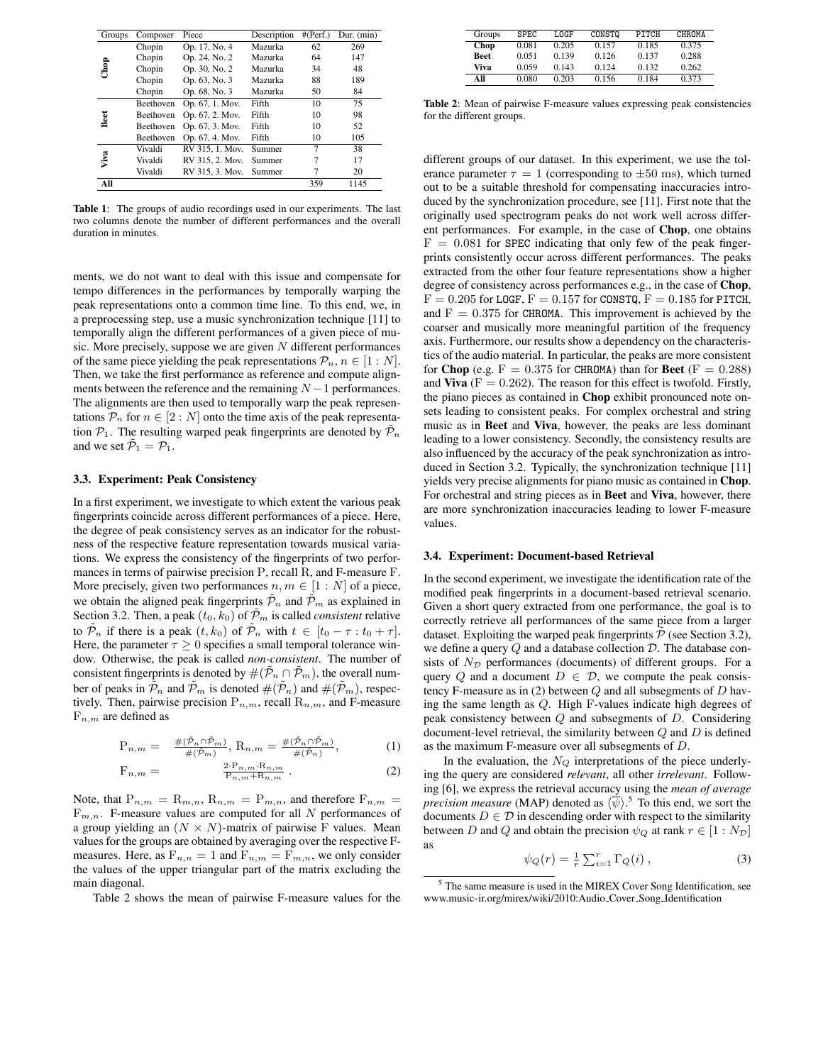| Groups | Composer | Piece | Description | #(Perf.) | Dur. (min) |
|---|---|---|---|---|---|
| **Chop** | Chopin | Op. 17, No. 4 | Mazurka | 62 | 269 |
| | Chopin | Op. 24, No. 2 | Mazurka | 64 | 147 |
| | Chopin | Op. 30, No. 2 | Mazurka | 34 | 48 |
| | Chopin | Op. 63, No. 3 | Mazurka | 88 | 189 |
| | Chopin | Op. 68, No. 3 | Mazurka | 50 | 84 |
| **Beet** | Beethoven | Op. 67, 1. Mov. | Fifth | 10 | 75 |
| | Beethoven | Op. 67, 2. Mov. | Fifth | 10 | 98 |
| | Beethoven | Op. 67, 3. Mov. | Fifth | 10 | 52 |
| | Beethoven | Op. 67, 4. Mov. | Fifth | 10 | 105 |
| **Viva** | Vivaldi | RV 315, 1. Mov. | Summer | 7 | 38 |
| | Vivaldi | RV 315, 2. Mov. | Summer | 7 | 17 |
| | Vivaldi | RV 315, 3. Mov. | Summer | 7 | 20 |
| **All** | | | | 359 | 1145 |

**Table 1**: The groups of audio recordings used in our experiments. The last two columns denote the number of different performances and the overall duration in minutes.

ments, we do not want to deal with this issue and compensate for tempo differences in the performances by temporally warping the peak representations onto a common time line. To this end, we, in a preprocessing step, use a music synchronization technique [11] to temporally align the different performances of a given piece of music. More precisely, suppose we are given $N$ different performances of the same piece yielding the peak representations $\mathcal{P}_n, n \in [1 : N]$. Then, we take the first performance as reference and compute alignments between the reference and the remaining $N-1$ performances. The alignments are then used to temporally warp the peak representations $\mathcal{P}_n$ for $n \in [2 : N]$ onto the time axis of the peak representation $\mathcal{P}_1$. The resulting warped peak fingerprints are denoted by $\tilde{\mathcal{P}}_n$ and we set $\tilde{\mathcal{P}}_1 = \mathcal{P}_1$.

### 3.3. Experiment: Peak Consistency

In a first experiment, we investigate to which extent the various peak fingerprints coincide across different performances of a piece. Here, the degree of peak consistency serves as an indicator for the robustness of the respective feature representation towards musical variations. We express the consistency of the fingerprints of two performances in terms of pairwise precision P, recall R, and F-measure F. More precisely, given two performances $n, m \in [1 : N]$ of a piece, we obtain the aligned peak fingerprints $\tilde{\mathcal{P}}_n$ and $\tilde{\mathcal{P}}_m$ as explained in Section 3.2. Then, a peak $(t_0, k_0)$ of $\tilde{\mathcal{P}}_m$ is called *consistent* relative to $\tilde{\mathcal{P}}_n$ if there is a peak $(t, k_0)$ of $\tilde{\mathcal{P}}_n$ with $t \in [t_0 - \tau : t_0 + \tau]$. Here, the parameter $\tau \geq 0$ specifies a small temporal tolerance window. Otherwise, the peak is called *non-consistent*. The number of consistent fingerprints is denoted by $\#(\tilde{\mathcal{P}}_n \cap \tilde{\mathcal{P}}_m)$, the overall number of peaks in $\tilde{\mathcal{P}}_n$ and $\tilde{\mathcal{P}}_m$ is denoted $\#(\tilde{\mathcal{P}}_n)$ and $\#(\tilde{\mathcal{P}}_m)$, respectively. Then, pairwise precision $\mathrm{P}_{n,m}$, recall $\mathrm{R}_{n,m}$, and F-measure $\mathrm{F}_{n,m}$ are defined as

$$\mathrm{P}_{n,m} = \frac{\#(\tilde{\mathcal{P}}_n \cap \tilde{\mathcal{P}}_m)}{\#(\tilde{\mathcal{P}}_m)},\ \mathrm{R}_{n,m} = \frac{\#(\tilde{\mathcal{P}}_n \cap \tilde{\mathcal{P}}_m)}{\#(\tilde{\mathcal{P}}_n)}, \quad (1)$$

$$\mathrm{F}_{n,m} = \frac{2 \cdot \mathrm{P}_{n,m} \cdot \mathrm{R}_{n,m}}{\mathrm{P}_{n,m} + \mathrm{R}_{n,m}}\ . \quad (2)$$

Note, that $\mathrm{P}_{n,m} = \mathrm{R}_{m,n}$, $\mathrm{R}_{n,m} = \mathrm{P}_{m,n}$, and therefore $\mathrm{F}_{n,m} = \mathrm{F}_{m,n}$. F-measure values are computed for all $N$ performances of a group yielding an $(N \times N)$-matrix of pairwise F values. Mean values for the groups are obtained by averaging over the respective F-measures. Here, as $\mathrm{F}_{n,n} = 1$ and $\mathrm{F}_{n,m} = \mathrm{F}_{m,n}$, we only consider the values of the upper triangular part of the matrix excluding the main diagonal.

Table 2 shows the mean of pairwise F-measure values for the

| Groups | SPEC | LOGF | CONSTQ | PITCH | CHROMA |
|---|---|---|---|---|---|
| **Chop** | 0.081 | 0.205 | 0.157 | 0.185 | 0.375 |
| **Beet** | 0.051 | 0.139 | 0.126 | 0.137 | 0.288 |
| **Viva** | 0.059 | 0.143 | 0.124 | 0.132 | 0.262 |
| **All** | 0.080 | 0.203 | 0.156 | 0.184 | 0.373 |

**Table 2**: Mean of pairwise F-measure values expressing peak consistencies for the different groups.

different groups of our dataset. In this experiment, we use the tolerance parameter $\tau = 1$ (corresponding to $\pm 50$ ms), which turned out to be a suitable threshold for compensating inaccuracies introduced by the synchronization procedure, see [11]. First note that the originally used spectrogram peaks do not work well across different performances. For example, in the case of **Chop**, one obtains $\mathrm{F} = 0.081$ for SPEC indicating that only few of the peak fingerprints consistently occur across different performances. The peaks extracted from the other four feature representations show a higher degree of consistency across performances e.g., in the case of **Chop**, $\mathrm{F} = 0.205$ for LOGF, $\mathrm{F} = 0.157$ for CONSTQ, $\mathrm{F} = 0.185$ for PITCH, and $\mathrm{F} = 0.375$ for CHROMA. This improvement is achieved by the coarser and musically more meaningful partition of the frequency axis. Furthermore, our results show a dependency on the characteristics of the audio material. In particular, the peaks are more consistent for **Chop** (e.g. $\mathrm{F} = 0.375$ for CHROMA) than for **Beet** ($\mathrm{F} = 0.288$) and **Viva** ($\mathrm{F} = 0.262$). The reason for this effect is twofold. Firstly, the piano pieces as contained in **Chop** exhibit pronounced note onsets leading to consistent peaks. For complex orchestral and string music as in **Beet** and **Viva**, however, the peaks are less dominant leading to a lower consistency. Secondly, the consistency results are also influenced by the accuracy of the peak synchronization as introduced in Section 3.2. Typically, the synchronization technique [11] yields very precise alignments for piano music as contained in **Chop**. For orchestral and string pieces as in **Beet** and **Viva**, however, there are more synchronization inaccuracies leading to lower F-measure values.

### 3.4. Experiment: Document-based Retrieval

In the second experiment, we investigate the identification rate of the modified peak fingerprints in a document-based retrieval scenario. Given a short query extracted from one performance, the goal is to correctly retrieve all performances of the same piece from a larger dataset. Exploiting the warped peak fingerprints $\tilde{\mathcal{P}}$ (see Section 3.2), we define a query $Q$ and a database collection $\mathcal{D}$. The database consists of $N_{\mathcal{D}}$ performances (documents) of different groups. For a query $Q$ and a document $D \in \mathcal{D}$, we compute the peak consistency F-measure as in (2) between $Q$ and all subsegments of $D$ having the same length as $Q$. High F-values indicate high degrees of peak consistency between $Q$ and subsegments of $D$. Considering document-level retrieval, the similarity between $Q$ and $D$ is defined as the maximum F-measure over all subsegments of $D$.

In the evaluation, the $N_Q$ interpretations of the piece underlying the query are considered *relevant*, all other *irrelevant*. Following [6], we express the retrieval accuracy using the *mean of average precision measure* (MAP) denoted as $\langle\overline{\psi}\rangle$.[5] To this end, we sort the documents $D \in \mathcal{D}$ in descending order with respect to the similarity between $D$ and $Q$ and obtain the precision $\psi_Q$ at rank $r \in [1 : N_{\mathcal{D}}]$ as

$$\psi_Q(r) = \frac{1}{r} \sum_{i=1}^{r} \Gamma_Q(i)\ , \quad (3)$$

[5] The same measure is used in the MIREX Cover Song Identification, see www.music-ir.org/mirex/wiki/2010:Audio_Cover_Song_Identification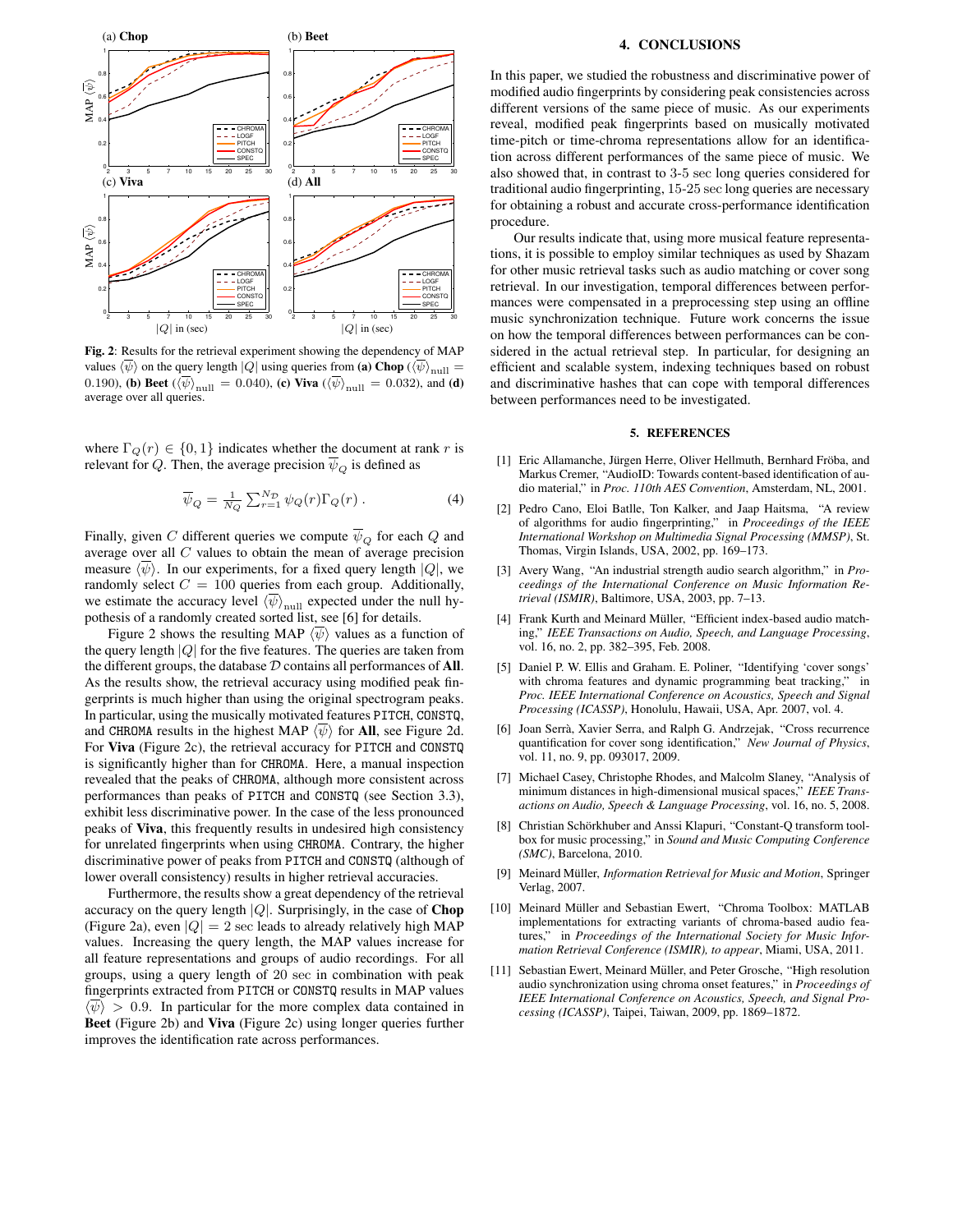(a) **Chop**

(b) **Beet**

(c) **Viva**

(d) **All**

MAP $\langle\overline{\psi}\rangle$

CHROMA
LOGF
PITCH
CONSTQ
SPEC

2 3 5 7 10 15 20 25 30

$|Q|$ in (sec)

**Fig. 2**: Results for the retrieval experiment showing the dependency of MAP values $\langle\overline{\psi}\rangle$ on the query length $|Q|$ using queries from **(a) Chop** ($\langle\overline{\psi}\rangle_{\text{null}} = 0.190$), **(b) Beet** ($\langle\overline{\psi}\rangle_{\text{null}} = 0.040$), **(c) Viva** ($\langle\overline{\psi}\rangle_{\text{null}} = 0.032$), and **(d)** average over all queries.

where $\Gamma_Q(r) \in \{0, 1\}$ indicates whether the document at rank $r$ is relevant for $Q$. Then, the average precision $\overline{\psi}_Q$ is defined as

$$\overline{\psi}_Q = \frac{1}{N_Q} \sum_{r=1}^{N_\mathcal{D}} \psi_Q(r)\Gamma_Q(r)\,. \tag{4}$$

Finally, given $C$ different queries we compute $\overline{\psi}_Q$ for each $Q$ and average over all $C$ values to obtain the mean of average precision measure $\langle\overline{\psi}\rangle$. In our experiments, for a fixed query length $|Q|$, we randomly select $C = 100$ queries from each group. Additionally, we estimate the accuracy level $\langle\overline{\psi}\rangle_{\text{null}}$ expected under the null hypothesis of a randomly created sorted list, see [6] for details.

Figure 2 shows the resulting MAP $\langle\overline{\psi}\rangle$ values as a function of the query length $|Q|$ for the five features. The queries are taken from the different groups, the database $\mathcal{D}$ contains all performances of **All**. As the results show, the retrieval accuracy using modified peak fingerprints is much higher than using the original spectrogram peaks. In particular, using the musically motivated features PITCH, CONSTQ, and CHROMA results in the highest MAP $\langle\overline{\psi}\rangle$ for **All**, see Figure 2d. For **Viva** (Figure 2c), the retrieval accuracy for PITCH and CONSTQ is significantly higher than for CHROMA. Here, a manual inspection revealed that the peaks of CHROMA, although more consistent across performances than peaks of PITCH and CONSTQ (see Section 3.3), exhibit less discriminative power. In the case of the less pronounced peaks of **Viva**, this frequently results in undesired high consistency for unrelated fingerprints when using CHROMA. Contrary, the higher discriminative power of peaks from PITCH and CONSTQ (although of lower overall consistency) results in higher retrieval accuracies.

Furthermore, the results show a great dependency of the retrieval accuracy on the query length $|Q|$. Surprisingly, in the case of **Chop** (Figure 2a), even $|Q| = 2$ sec leads to already relatively high MAP values. Increasing the query length, the MAP values increase for all feature representations and groups of audio recordings. For all groups, using a query length of 20 sec in combination with peak fingerprints extracted from PITCH or CONSTQ results in MAP values $\langle\overline{\psi}\rangle > 0.9$. In particular for the more complex data contained in **Beet** (Figure 2b) and **Viva** (Figure 2c) using longer queries further improves the identification rate across performances.

## 4. CONCLUSIONS

In this paper, we studied the robustness and discriminative power of modified audio fingerprints by considering peak consistencies across different versions of the same piece of music. As our experiments reveal, modified peak fingerprints based on musically motivated time-pitch or time-chroma representations allow for an identification across different performances of the same piece of music. We also showed that, in contrast to 3-5 sec long queries considered for traditional audio fingerprinting, 15-25 sec long queries are necessary for obtaining a robust and accurate cross-performance identification procedure.

Our results indicate that, using more musical feature representations, it is possible to employ similar techniques as used by Shazam for other music retrieval tasks such as audio matching or cover song retrieval. In our investigation, temporal differences between performances were compensated in a preprocessing step using an offline music synchronization technique. Future work concerns the issue on how the temporal differences between performances can be considered in the actual retrieval step. In particular, for designing an efficient and scalable system, indexing techniques based on robust and discriminative hashes that can cope with temporal differences between performances need to be investigated.

## 5. REFERENCES

[1] Eric Allamanche, Jürgen Herre, Oliver Hellmuth, Bernhard Fröba, and Markus Cremer, "AudioID: Towards content-based identification of audio material," in *Proc. 110th AES Convention*, Amsterdam, NL, 2001.

[2] Pedro Cano, Eloi Batlle, Ton Kalker, and Jaap Haitsma, "A review of algorithms for audio fingerprinting," in *Proceedings of the IEEE International Workshop on Multimedia Signal Processing (MMSP)*, St. Thomas, Virgin Islands, USA, 2002, pp. 169–173.

[3] Avery Wang, "An industrial strength audio search algorithm," in *Proceedings of the International Conference on Music Information Retrieval (ISMIR)*, Baltimore, USA, 2003, pp. 7–13.

[4] Frank Kurth and Meinard Müller, "Efficient index-based audio matching," *IEEE Transactions on Audio, Speech, and Language Processing*, vol. 16, no. 2, pp. 382–395, Feb. 2008.

[5] Daniel P. W. Ellis and Graham. E. Poliner, "Identifying 'cover songs' with chroma features and dynamic programming beat tracking," in *Proc. IEEE International Conference on Acoustics, Speech and Signal Processing (ICASSP)*, Honolulu, Hawaii, USA, Apr. 2007, vol. 4.

[6] Joan Serrà, Xavier Serra, and Ralph G. Andrzejak, "Cross recurrence quantification for cover song identification," *New Journal of Physics*, vol. 11, no. 9, pp. 093017, 2009.

[7] Michael Casey, Christophe Rhodes, and Malcolm Slaney, "Analysis of minimum distances in high-dimensional musical spaces," *IEEE Transactions on Audio, Speech & Language Processing*, vol. 16, no. 5, 2008.

[8] Christian Schörkhuber and Anssi Klapuri, "Constant-Q transform toolbox for music processing," in *Sound and Music Computing Conference (SMC)*, Barcelona, 2010.

[9] Meinard Müller, *Information Retrieval for Music and Motion*, Springer Verlag, 2007.

[10] Meinard Müller and Sebastian Ewert, "Chroma Toolbox: MATLAB implementations for extracting variants of chroma-based audio features," in *Proceedings of the International Society for Music Information Retrieval Conference (ISMIR), to appear*, Miami, USA, 2011.

[11] Sebastian Ewert, Meinard Müller, and Peter Grosche, "High resolution audio synchronization using chroma onset features," in *Proceedings of IEEE International Conference on Acoustics, Speech, and Signal Processing (ICASSP)*, Taipei, Taiwan, 2009, pp. 1869–1872.